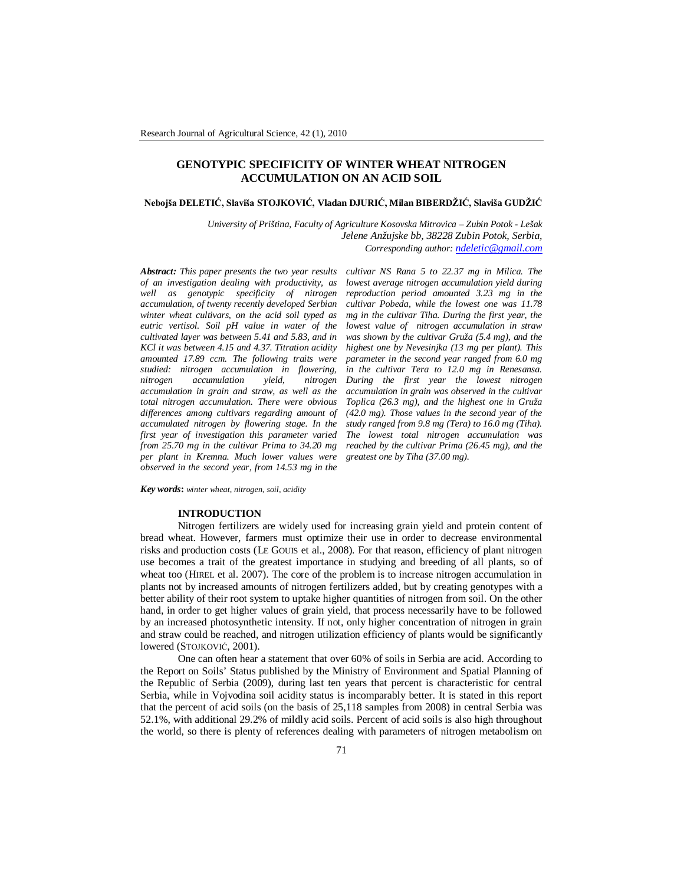# GENOTYPIC SPECIFICITY OF WINTER WHEAT NITROGEN ACCUMULATION ON AN ACID SOIL

**Nebojša DELETIĆ, Slaviša STOJKOVIĆ, Vladan DJURIĆ, Milan BIBERDŽIĆ, Slaviša GUDŽIĆ**

*University of Priština, Faculty of Agriculture Kosovska Mitrovica – Zubin Potok - Lešak*
*Jelene Anžujske bb, 38228 Zubin Potok, Serbia,*
*Corresponding author: ndeletic@gmail.com*

***Abstract:*** *This paper presents the two year results of an investigation dealing with productivity, as well as genotypic specificity of nitrogen accumulation, of twenty recently developed Serbian winter wheat cultivars, on the acid soil typed as eutric vertisol. Soil pH value in water of the cultivated layer was between 5.41 and 5.83, and in KCl it was between 4.15 and 4.37. Titration acidity amounted 17.89 ccm. The following traits were studied: nitrogen accumulation in flowering, nitrogen accumulation yield, nitrogen accumulation in grain and straw, as well as the total nitrogen accumulation. There were obvious differences among cultivars regarding amount of accumulated nitrogen by flowering stage. In the first year of investigation this parameter varied from 25.70 mg in the cultivar Prima to 34.20 mg per plant in Kremna. Much lower values were observed in the second year, from 14.53 mg in the cultivar NS Rana 5 to 22.37 mg in Milica. The lowest average nitrogen accumulation yield during reproduction period amounted 3.23 mg in the cultivar Pobeda, while the lowest one was 11.78 mg in the cultivar Tiha. During the first year, the lowest value of nitrogen accumulation in straw was shown by the cultivar Gruža (5.4 mg), and the highest one by Nevesinjka (13 mg per plant). This parameter in the second year ranged from 6.0 mg in the cultivar Tera to 12.0 mg in Renesansa. During the first year the lowest nitrogen accumulation in grain was observed in the cultivar Toplica (26.3 mg), and the highest one in Gruža (42.0 mg). Those values in the second year of the study ranged from 9.8 mg (Tera) to 16.0 mg (Tiha). The lowest total nitrogen accumulation was reached by the cultivar Prima (26.45 mg), and the greatest one by Tiha (37.00 mg).*

***Key words*:** *winter wheat, nitrogen, soil, acidity*

## INTRODUCTION

Nitrogen fertilizers are widely used for increasing grain yield and protein content of bread wheat. However, farmers must optimize their use in order to decrease environmental risks and production costs (LE GOUIS et al., 2008). For that reason, efficiency of plant nitrogen use becomes a trait of the greatest importance in studying and breeding of all plants, so of wheat too (HIREL et al. 2007). The core of the problem is to increase nitrogen accumulation in plants not by increased amounts of nitrogen fertilizers added, but by creating genotypes with a better ability of their root system to uptake higher quantities of nitrogen from soil. On the other hand, in order to get higher values of grain yield, that process necessarily have to be followed by an increased photosynthetic intensity. If not, only higher concentration of nitrogen in grain and straw could be reached, and nitrogen utilization efficiency of plants would be significantly lowered (STOJKOVIĆ, 2001).

One can often hear a statement that over 60% of soils in Serbia are acid. According to the Report on Soils' Status published by the Ministry of Environment and Spatial Planning of the Republic of Serbia (2009), during last ten years that percent is characteristic for central Serbia, while in Vojvodina soil acidity status is incomparably better. It is stated in this report that the percent of acid soils (on the basis of 25,118 samples from 2008) in central Serbia was 52.1%, with additional 29.2% of mildly acid soils. Percent of acid soils is also high throughout the world, so there is plenty of references dealing with parameters of nitrogen metabolism on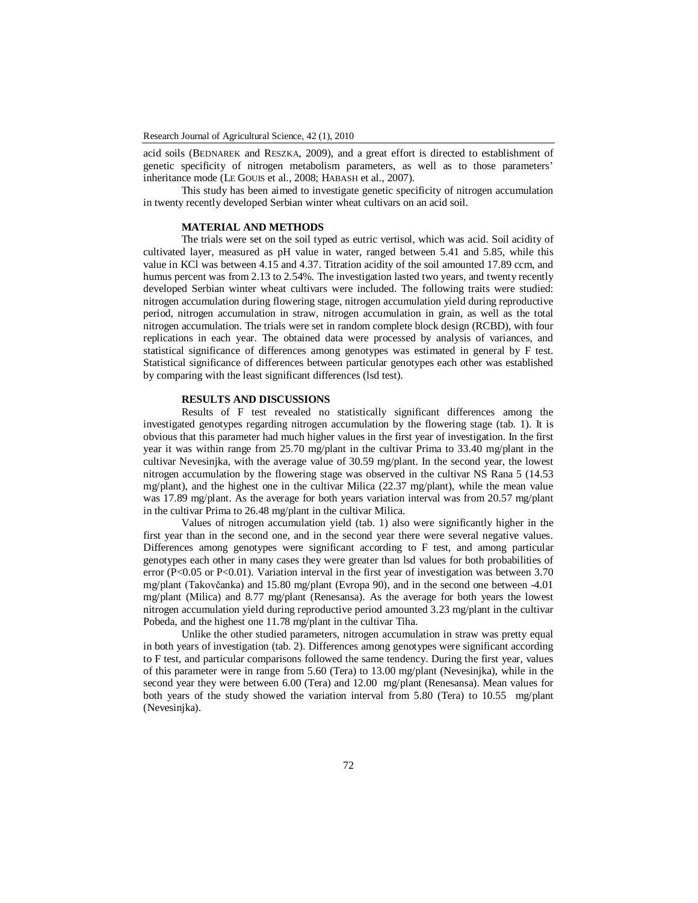acid soils (BEDNAREK and RESZKA, 2009), and a great effort is directed to establishment of genetic specificity of nitrogen metabolism parameters, as well as to those parameters' inheritance mode (LE GOUIS et al., 2008; HABASH et al., 2007).

This study has been aimed to investigate genetic specificity of nitrogen accumulation in twenty recently developed Serbian winter wheat cultivars on an acid soil.

## MATERIAL AND METHODS

The trials were set on the soil typed as eutric vertisol, which was acid. Soil acidity of cultivated layer, measured as pH value in water, ranged between 5.41 and 5.85, while this value in KCl was between 4.15 and 4.37. Titration acidity of the soil amounted 17.89 ccm, and humus percent was from 2.13 to 2.54%. The investigation lasted two years, and twenty recently developed Serbian winter wheat cultivars were included. The following traits were studied: nitrogen accumulation during flowering stage, nitrogen accumulation yield during reproductive period, nitrogen accumulation in straw, nitrogen accumulation in grain, as well as the total nitrogen accumulation. The trials were set in random complete block design (RCBD), with four replications in each year. The obtained data were processed by analysis of variances, and statistical significance of differences among genotypes was estimated in general by F test. Statistical significance of differences between particular genotypes each other was established by comparing with the least significant differences (lsd test).

## RESULTS AND DISCUSSIONS

Results of F test revealed no statistically significant differences among the investigated genotypes regarding nitrogen accumulation by the flowering stage (tab. 1). It is obvious that this parameter had much higher values in the first year of investigation. In the first year it was within range from 25.70 mg/plant in the cultivar Prima to 33.40 mg/plant in the cultivar Nevesinjka, with the average value of 30.59 mg/plant. In the second year, the lowest nitrogen accumulation by the flowering stage was observed in the cultivar NS Rana 5 (14.53 mg/plant), and the highest one in the cultivar Milica (22.37 mg/plant), while the mean value was 17.89 mg/plant. As the average for both years variation interval was from 20.57 mg/plant in the cultivar Prima to 26.48 mg/plant in the cultivar Milica.

Values of nitrogen accumulation yield (tab. 1) also were significantly higher in the first year than in the second one, and in the second year there were several negative values. Differences among genotypes were significant according to F test, and among particular genotypes each other in many cases they were greater than lsd values for both probabilities of error ($P<0.05$ or $P<0.01$). Variation interval in the first year of investigation was between 3.70 mg/plant (Takovčanka) and 15.80 mg/plant (Evropa 90), and in the second one between -4.01 mg/plant (Milica) and 8.77 mg/plant (Renesansa). As the average for both years the lowest nitrogen accumulation yield during reproductive period amounted 3.23 mg/plant in the cultivar Pobeda, and the highest one 11.78 mg/plant in the cultivar Tiha.

Unlike the other studied parameters, nitrogen accumulation in straw was pretty equal in both years of investigation (tab. 2). Differences among genotypes were significant according to F test, and particular comparisons followed the same tendency. During the first year, values of this parameter were in range from 5.60 (Tera) to 13.00 mg/plant (Nevesinjka), while in the second year they were between 6.00 (Tera) and 12.00 mg/plant (Renesansa). Mean values for both years of the study showed the variation interval from 5.80 (Tera) to 10.55 mg/plant (Nevesinjka).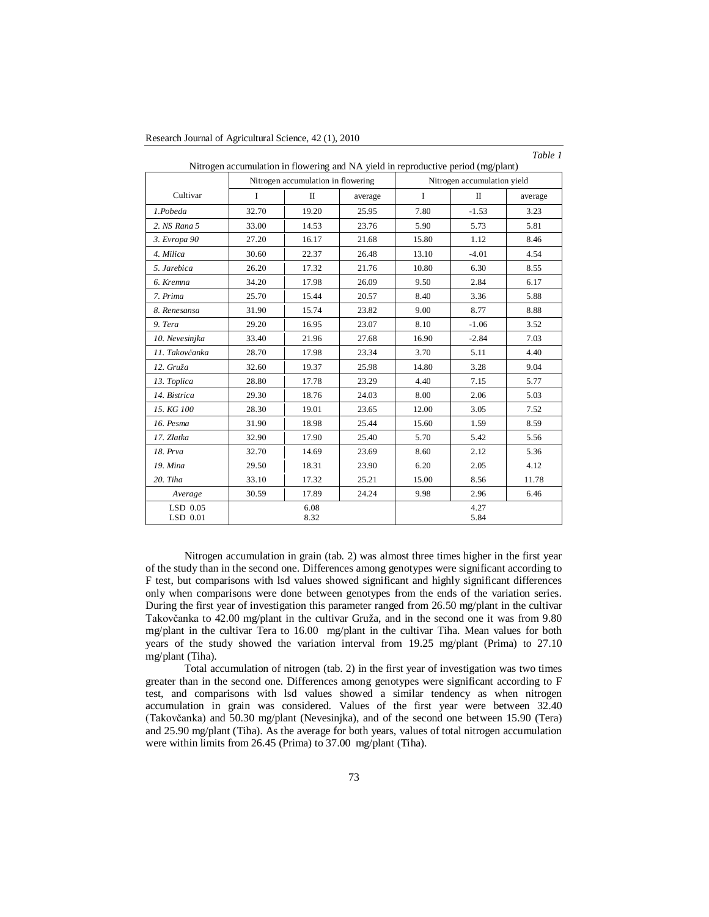*Table 1*

Nitrogen accumulation in flowering and NA yield in reproductive period (mg/plant)

| Cultivar | Nitrogen accumulation in flowering | | | Nitrogen accumulation yield | | |
|---|---|---|---|---|---|---|
| | I | II | average | I | II | average |
| *1.Pobeda* | 32.70 | 19.20 | 25.95 | 7.80 | -1.53 | 3.23 |
| *2. NS Rana 5* | 33.00 | 14.53 | 23.76 | 5.90 | 5.73 | 5.81 |
| *3. Evropa 90* | 27.20 | 16.17 | 21.68 | 15.80 | 1.12 | 8.46 |
| *4. Milica* | 30.60 | 22.37 | 26.48 | 13.10 | -4.01 | 4.54 |
| *5. Jarebica* | 26.20 | 17.32 | 21.76 | 10.80 | 6.30 | 8.55 |
| *6. Kremna* | 34.20 | 17.98 | 26.09 | 9.50 | 2.84 | 6.17 |
| *7. Prima* | 25.70 | 15.44 | 20.57 | 8.40 | 3.36 | 5.88 |
| *8. Renesansa* | 31.90 | 15.74 | 23.82 | 9.00 | 8.77 | 8.88 |
| *9. Tera* | 29.20 | 16.95 | 23.07 | 8.10 | -1.06 | 3.52 |
| *10. Nevesinjka* | 33.40 | 21.96 | 27.68 | 16.90 | -2.84 | 7.03 |
| *11. Takovčanka* | 28.70 | 17.98 | 23.34 | 3.70 | 5.11 | 4.40 |
| *12. Gruža* | 32.60 | 19.37 | 25.98 | 14.80 | 3.28 | 9.04 |
| *13. Toplica* | 28.80 | 17.78 | 23.29 | 4.40 | 7.15 | 5.77 |
| *14. Bistrica* | 29.30 | 18.76 | 24.03 | 8.00 | 2.06 | 5.03 |
| *15. KG 100* | 28.30 | 19.01 | 23.65 | 12.00 | 3.05 | 7.52 |
| *16. Pesma* | 31.90 | 18.98 | 25.44 | 15.60 | 1.59 | 8.59 |
| *17. Zlatka* | 32.90 | 17.90 | 25.40 | 5.70 | 5.42 | 5.56 |
| *18. Prva* | 32.70 | 14.69 | 23.69 | 8.60 | 2.12 | 5.36 |
| *19. Mina* | 29.50 | 18.31 | 23.90 | 6.20 | 2.05 | 4.12 |
| *20. Tiha* | 33.10 | 17.32 | 25.21 | 15.00 | 8.56 | 11.78 |
| *Average* | 30.59 | 17.89 | 24.24 | 9.98 | 2.96 | 6.46 |
| LSD 0.05<br>LSD 0.01 | 6.08<br>8.32 | | | 4.27<br>5.84 | | |

Nitrogen accumulation in grain (tab. 2) was almost three times higher in the first year of the study than in the second one. Differences among genotypes were significant according to F test, but comparisons with lsd values showed significant and highly significant differences only when comparisons were done between genotypes from the ends of the variation series. During the first year of investigation this parameter ranged from 26.50 mg/plant in the cultivar Takovčanka to 42.00 mg/plant in the cultivar Gruža, and in the second one it was from 9.80 mg/plant in the cultivar Tera to 16.00 mg/plant in the cultivar Tiha. Mean values for both years of the study showed the variation interval from 19.25 mg/plant (Prima) to 27.10 mg/plant (Tiha).

Total accumulation of nitrogen (tab. 2) in the first year of investigation was two times greater than in the second one. Differences among genotypes were significant according to F test, and comparisons with lsd values showed a similar tendency as when nitrogen accumulation in grain was considered. Values of the first year were between 32.40 (Takovčanka) and 50.30 mg/plant (Nevesinjka), and of the second one between 15.90 (Tera) and 25.90 mg/plant (Tiha). As the average for both years, values of total nitrogen accumulation were within limits from 26.45 (Prima) to 37.00 mg/plant (Tiha).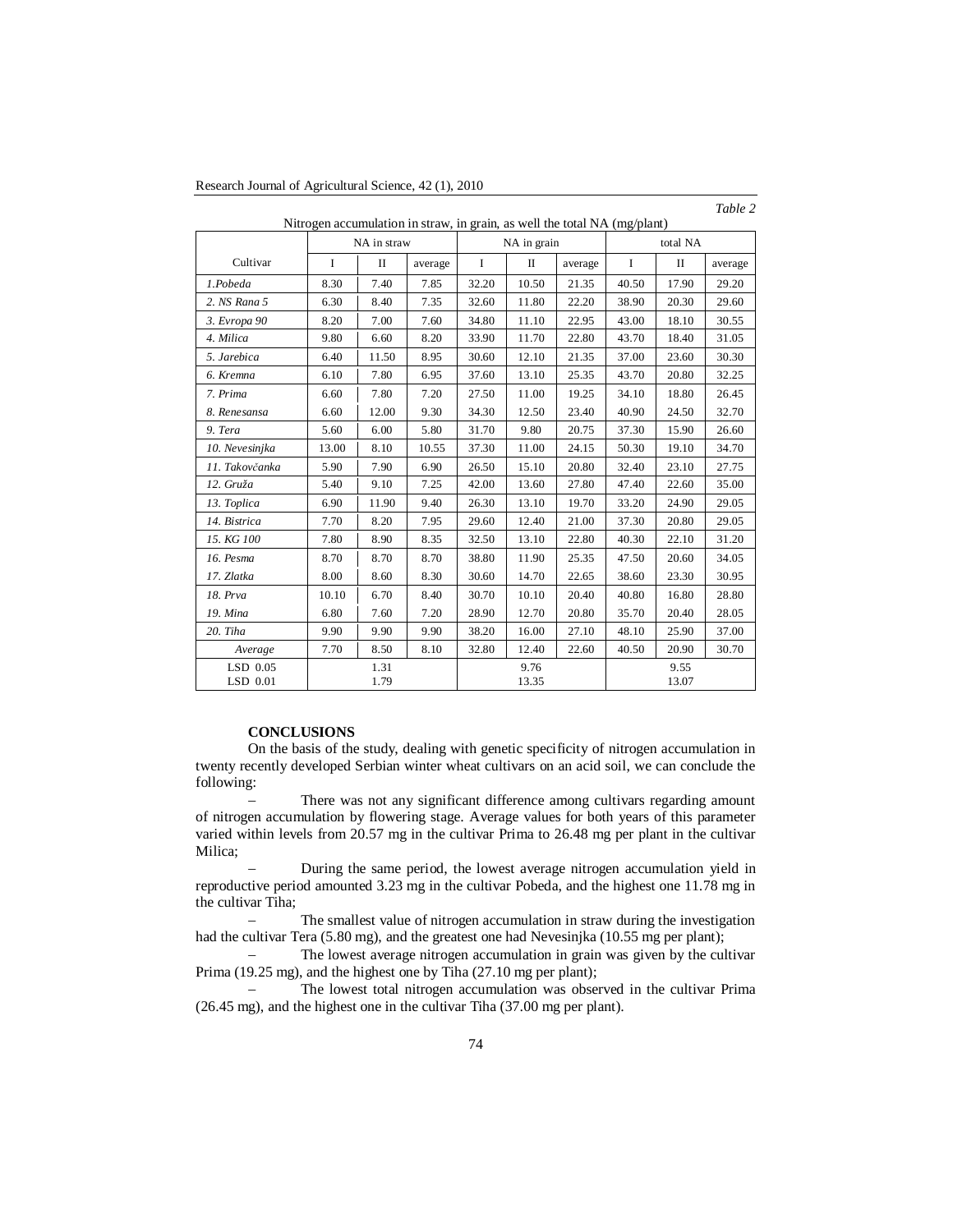*Table 2*

Nitrogen accumulation in straw, in grain, as well the total NA (mg/plant)

| Cultivar | NA in straw | | | NA in grain | | | total NA | | |
|---|---|---|---|---|---|---|---|---|---|
| | I | II | average | I | II | average | I | II | average |
| *1.Pobeda* | 8.30 | 7.40 | 7.85 | 32.20 | 10.50 | 21.35 | 40.50 | 17.90 | 29.20 |
| *2. NS Rana 5* | 6.30 | 8.40 | 7.35 | 32.60 | 11.80 | 22.20 | 38.90 | 20.30 | 29.60 |
| *3. Evropa 90* | 8.20 | 7.00 | 7.60 | 34.80 | 11.10 | 22.95 | 43.00 | 18.10 | 30.55 |
| *4. Milica* | 9.80 | 6.60 | 8.20 | 33.90 | 11.70 | 22.80 | 43.70 | 18.40 | 31.05 |
| *5. Jarebica* | 6.40 | 11.50 | 8.95 | 30.60 | 12.10 | 21.35 | 37.00 | 23.60 | 30.30 |
| *6. Kremna* | 6.10 | 7.80 | 6.95 | 37.60 | 13.10 | 25.35 | 43.70 | 20.80 | 32.25 |
| *7. Prima* | 6.60 | 7.80 | 7.20 | 27.50 | 11.00 | 19.25 | 34.10 | 18.80 | 26.45 |
| *8. Renesansa* | 6.60 | 12.00 | 9.30 | 34.30 | 12.50 | 23.40 | 40.90 | 24.50 | 32.70 |
| *9. Tera* | 5.60 | 6.00 | 5.80 | 31.70 | 9.80 | 20.75 | 37.30 | 15.90 | 26.60 |
| *10. Nevesinjka* | 13.00 | 8.10 | 10.55 | 37.30 | 11.00 | 24.15 | 50.30 | 19.10 | 34.70 |
| *11. Takovčanka* | 5.90 | 7.90 | 6.90 | 26.50 | 15.10 | 20.80 | 32.40 | 23.10 | 27.75 |
| *12. Gruža* | 5.40 | 9.10 | 7.25 | 42.00 | 13.60 | 27.80 | 47.40 | 22.60 | 35.00 |
| *13. Toplica* | 6.90 | 11.90 | 9.40 | 26.30 | 13.10 | 19.70 | 33.20 | 24.90 | 29.05 |
| *14. Bistrica* | 7.70 | 8.20 | 7.95 | 29.60 | 12.40 | 21.00 | 37.30 | 20.80 | 29.05 |
| *15. KG 100* | 7.80 | 8.90 | 8.35 | 32.50 | 13.10 | 22.80 | 40.30 | 22.10 | 31.20 |
| *16. Pesma* | 8.70 | 8.70 | 8.70 | 38.80 | 11.90 | 25.35 | 47.50 | 20.60 | 34.05 |
| *17. Zlatka* | 8.00 | 8.60 | 8.30 | 30.60 | 14.70 | 22.65 | 38.60 | 23.30 | 30.95 |
| *18. Prva* | 10.10 | 6.70 | 8.40 | 30.70 | 10.10 | 20.40 | 40.80 | 16.80 | 28.80 |
| *19. Mina* | 6.80 | 7.60 | 7.20 | 28.90 | 12.70 | 20.80 | 35.70 | 20.40 | 28.05 |
| *20. Tiha* | 9.90 | 9.90 | 9.90 | 38.20 | 16.00 | 27.10 | 48.10 | 25.90 | 37.00 |
| *Average* | 7.70 | 8.50 | 8.10 | 32.80 | 12.40 | 22.60 | 40.50 | 20.90 | 30.70 |
| LSD 0.05 | 1.31 | | | 9.76 | | | 9.55 | | |
| LSD 0.01 | 1.79 | | | 13.35 | | | 13.07 | | |

## CONCLUSIONS

On the basis of the study, dealing with genetic specificity of nitrogen accumulation in twenty recently developed Serbian winter wheat cultivars on an acid soil, we can conclude the following:

- There was not any significant difference among cultivars regarding amount of nitrogen accumulation by flowering stage. Average values for both years of this parameter varied within levels from 20.57 mg in the cultivar Prima to 26.48 mg per plant in the cultivar Milica;
- During the same period, the lowest average nitrogen accumulation yield in reproductive period amounted 3.23 mg in the cultivar Pobeda, and the highest one 11.78 mg in the cultivar Tiha;
- The smallest value of nitrogen accumulation in straw during the investigation had the cultivar Tera (5.80 mg), and the greatest one had Nevesinjka (10.55 mg per plant);
- The lowest average nitrogen accumulation in grain was given by the cultivar Prima (19.25 mg), and the highest one by Tiha (27.10 mg per plant);
- The lowest total nitrogen accumulation was observed in the cultivar Prima (26.45 mg), and the highest one in the cultivar Tiha (37.00 mg per plant).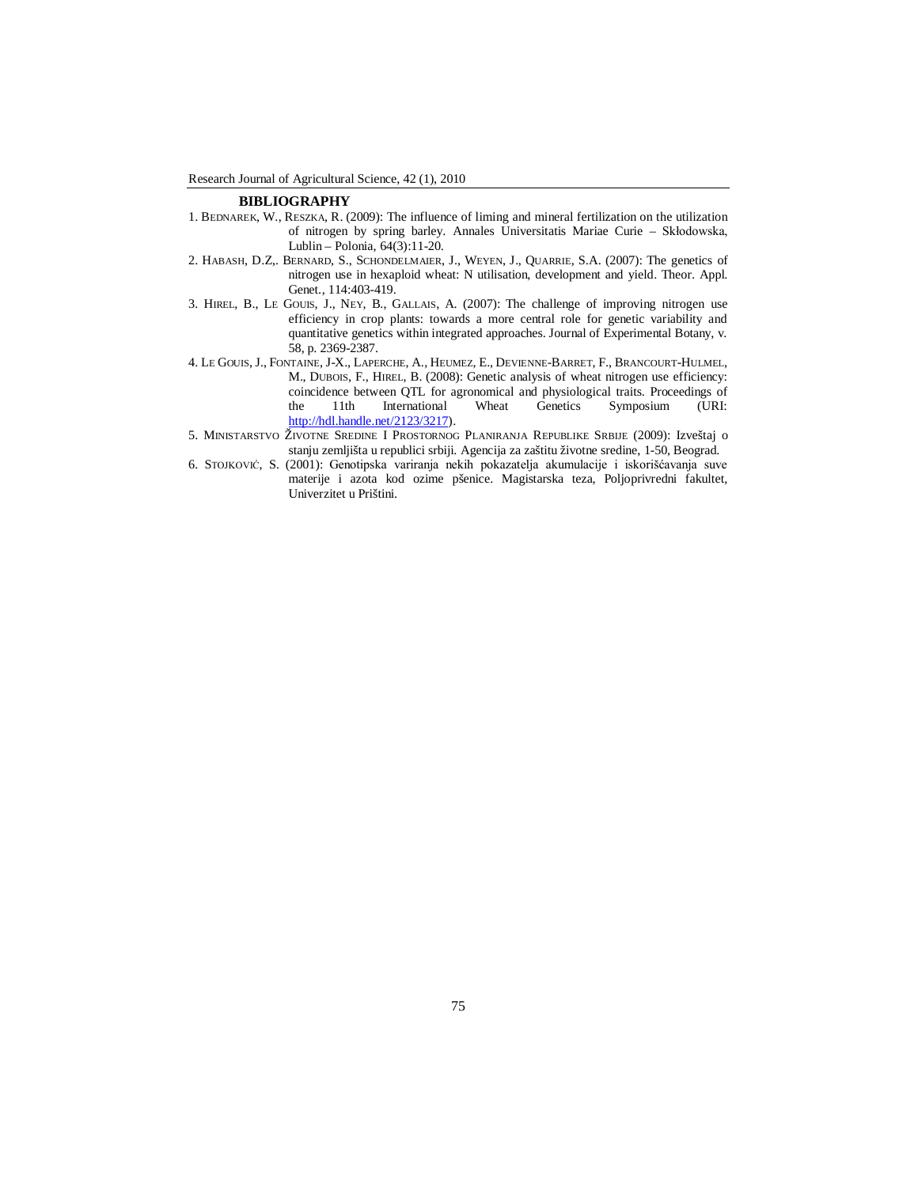**BIBLIOGRAPHY**

1. BEDNAREK, W., RESZKA, R. (2009): The influence of liming and mineral fertilization on the utilization of nitrogen by spring barley. Annales Universitatis Mariae Curie – Skłodowska, Lublin – Polonia, 64(3):11-20.
2. HABASH, D.Z,. BERNARD, S., SCHONDELMAIER, J., WEYEN, J., QUARRIE, S.A. (2007): The genetics of nitrogen use in hexaploid wheat: N utilisation, development and yield. Theor. Appl. Genet., 114:403-419.
3. HIREL, B., LE GOUIS, J., NEY, B., GALLAIS, A. (2007): The challenge of improving nitrogen use efficiency in crop plants: towards a more central role for genetic variability and quantitative genetics within integrated approaches. Journal of Experimental Botany, v. 58, p. 2369-2387.
4. LE GOUIS, J., FONTAINE, J-X., LAPERCHE, A., HEUMEZ, E., DEVIENNE-BARRET, F., BRANCOURT-HULMEL, M., DUBOIS, F., HIREL, B. (2008): Genetic analysis of wheat nitrogen use efficiency: coincidence between QTL for agronomical and physiological traits. Proceedings of the 11th International Wheat Genetics Symposium (URI: http://hdl.handle.net/2123/3217).
5. MINISTARSTVO ŽIVOTNE SREDINE I PROSTORNOG PLANIRANJA REPUBLIKE SRBIJE (2009): Izveštaj o stanju zemljišta u republici srbiji. Agencija za zaštitu životne sredine, 1-50, Beograd.
6. STOJKOVIĆ, S. (2001): Genotipska variranja nekih pokazatelja akumulacije i iskorišćavanja suve materije i azota kod ozime pšenice. Magistarska teza, Poljoprivredni fakultet, Univerzitet u Prištini.